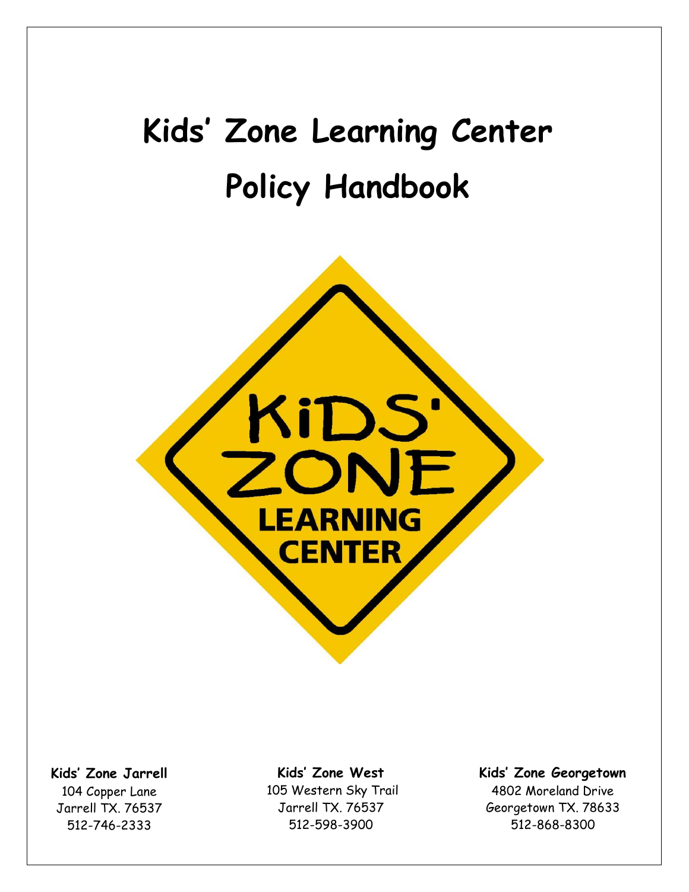# Kids' Zone Learning Center

# Policy Handbook

KiDS' ZONE LEARNING CENTER

**Kids' Zone Jarrell**
104 Copper Lane
Jarrell TX. 76537
512-746-2333

**Kids' Zone West**
105 Western Sky Trail
Jarrell TX. 76537
512-598-3900

**Kids' Zone Georgetown**
4802 Moreland Drive
Georgetown TX. 78633
512-868-8300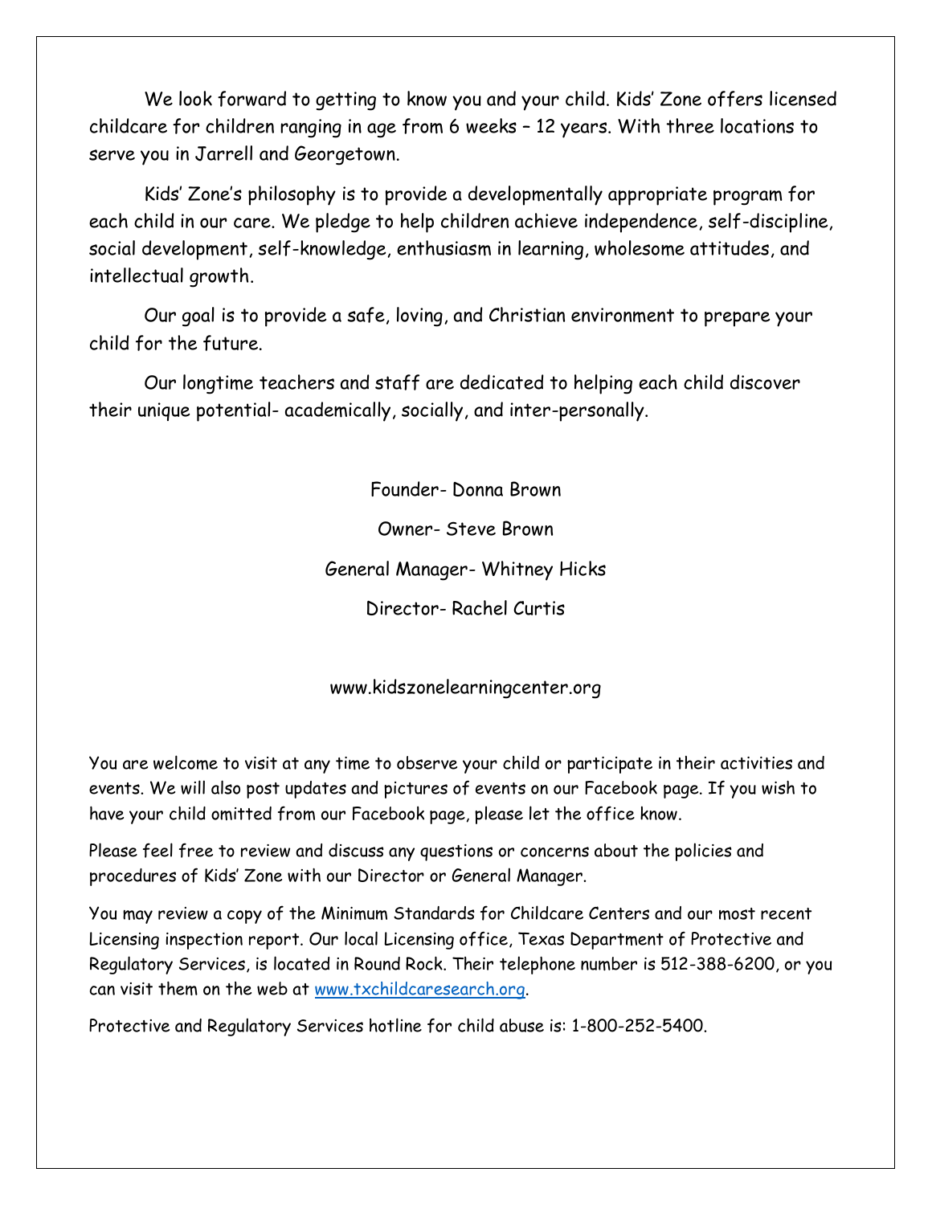We look forward to getting to know you and your child. Kids' Zone offers licensed childcare for children ranging in age from 6 weeks – 12 years. With three locations to serve you in Jarrell and Georgetown.

Kids' Zone's philosophy is to provide a developmentally appropriate program for each child in our care. We pledge to help children achieve independence, self-discipline, social development, self-knowledge, enthusiasm in learning, wholesome attitudes, and intellectual growth.

Our goal is to provide a safe, loving, and Christian environment to prepare your child for the future.

Our longtime teachers and staff are dedicated to helping each child discover their unique potential- academically, socially, and inter-personally.

Founder- Donna Brown

Owner- Steve Brown

General Manager- Whitney Hicks

Director- Rachel Curtis

www.kidszonelearningcenter.org

You are welcome to visit at any time to observe your child or participate in their activities and events. We will also post updates and pictures of events on our Facebook page. If you wish to have your child omitted from our Facebook page, please let the office know.

Please feel free to review and discuss any questions or concerns about the policies and procedures of Kids' Zone with our Director or General Manager.

You may review a copy of the Minimum Standards for Childcare Centers and our most recent Licensing inspection report. Our local Licensing office, Texas Department of Protective and Regulatory Services, is located in Round Rock. Their telephone number is 512-388-6200, or you can visit them on the web at [www.txchildcaresearch.org](www.txchildcaresearch.org).

Protective and Regulatory Services hotline for child abuse is: 1-800-252-5400.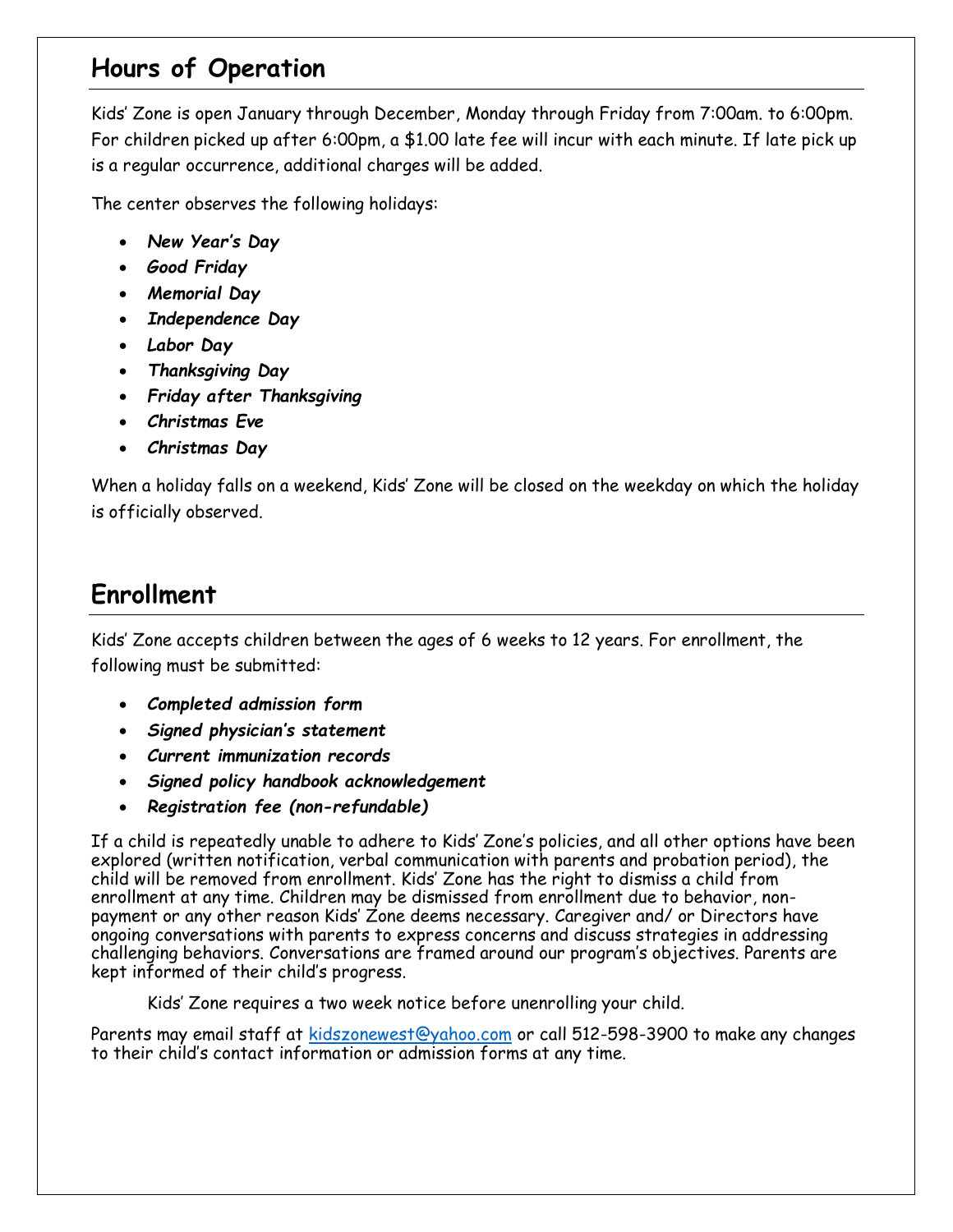## Hours of Operation

Kids' Zone is open January through December, Monday through Friday from 7:00am. to 6:00pm. For children picked up after 6:00pm, a $1.00 late fee will incur with each minute. If late pick up is a regular occurrence, additional charges will be added.

The center observes the following holidays:

- ***New Year's Day***
- ***Good Friday***
- ***Memorial Day***
- ***Independence Day***
- ***Labor Day***
- ***Thanksgiving Day***
- ***Friday after Thanksgiving***
- ***Christmas Eve***
- ***Christmas Day***

When a holiday falls on a weekend, Kids' Zone will be closed on the weekday on which the holiday is officially observed.

## Enrollment

Kids' Zone accepts children between the ages of 6 weeks to 12 years. For enrollment, the following must be submitted:

- ***Completed admission form***
- ***Signed physician's statement***
- ***Current immunization records***
- ***Signed policy handbook acknowledgement***
- ***Registration fee (non-refundable)***

If a child is repeatedly unable to adhere to Kids' Zone's policies, and all other options have been explored (written notification, verbal communication with parents and probation period), the child will be removed from enrollment. Kids' Zone has the right to dismiss a child from enrollment at any time. Children may be dismissed from enrollment due to behavior, non-payment or any other reason Kids' Zone deems necessary. Caregiver and/ or Directors have ongoing conversations with parents to express concerns and discuss strategies in addressing challenging behaviors. Conversations are framed around our program's objectives. Parents are kept informed of their child's progress.

Kids' Zone requires a two week notice before unenrolling your child.

Parents may email staff at kidszonewest@yahoo.com or call 512-598-3900 to make any changes to their child's contact information or admission forms at any time.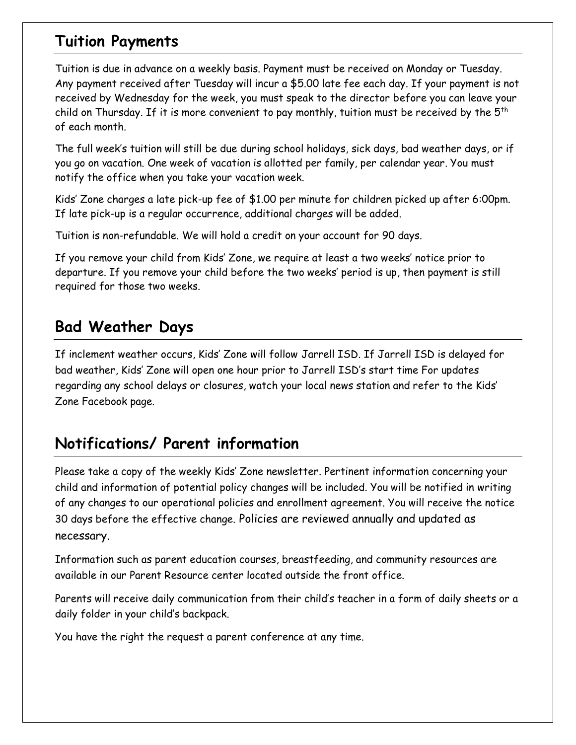## Tuition Payments

Tuition is due in advance on a weekly basis. Payment must be received on Monday or Tuesday. Any payment received after Tuesday will incur a $5.00 late fee each day. If your payment is not received by Wednesday for the week, you must speak to the director before you can leave your child on Thursday. If it is more convenient to pay monthly, tuition must be received by the 5th of each month.

The full week's tuition will still be due during school holidays, sick days, bad weather days, or if you go on vacation. One week of vacation is allotted per family, per calendar year. You must notify the office when you take your vacation week.

Kids' Zone charges a late pick-up fee of $1.00 per minute for children picked up after 6:00pm. If late pick-up is a regular occurrence, additional charges will be added.

Tuition is non-refundable. We will hold a credit on your account for 90 days.

If you remove your child from Kids' Zone, we require at least a two weeks' notice prior to departure. If you remove your child before the two weeks' period is up, then payment is still required for those two weeks.

## Bad Weather Days

If inclement weather occurs, Kids' Zone will follow Jarrell ISD. If Jarrell ISD is delayed for bad weather, Kids' Zone will open one hour prior to Jarrell ISD's start time For updates regarding any school delays or closures, watch your local news station and refer to the Kids' Zone Facebook page.

## Notifications/ Parent information

Please take a copy of the weekly Kids' Zone newsletter. Pertinent information concerning your child and information of potential policy changes will be included. You will be notified in writing of any changes to our operational policies and enrollment agreement. You will receive the notice 30 days before the effective change. Policies are reviewed annually and updated as necessary.

Information such as parent education courses, breastfeeding, and community resources are available in our Parent Resource center located outside the front office.

Parents will receive daily communication from their child's teacher in a form of daily sheets or a daily folder in your child's backpack.

You have the right the request a parent conference at any time.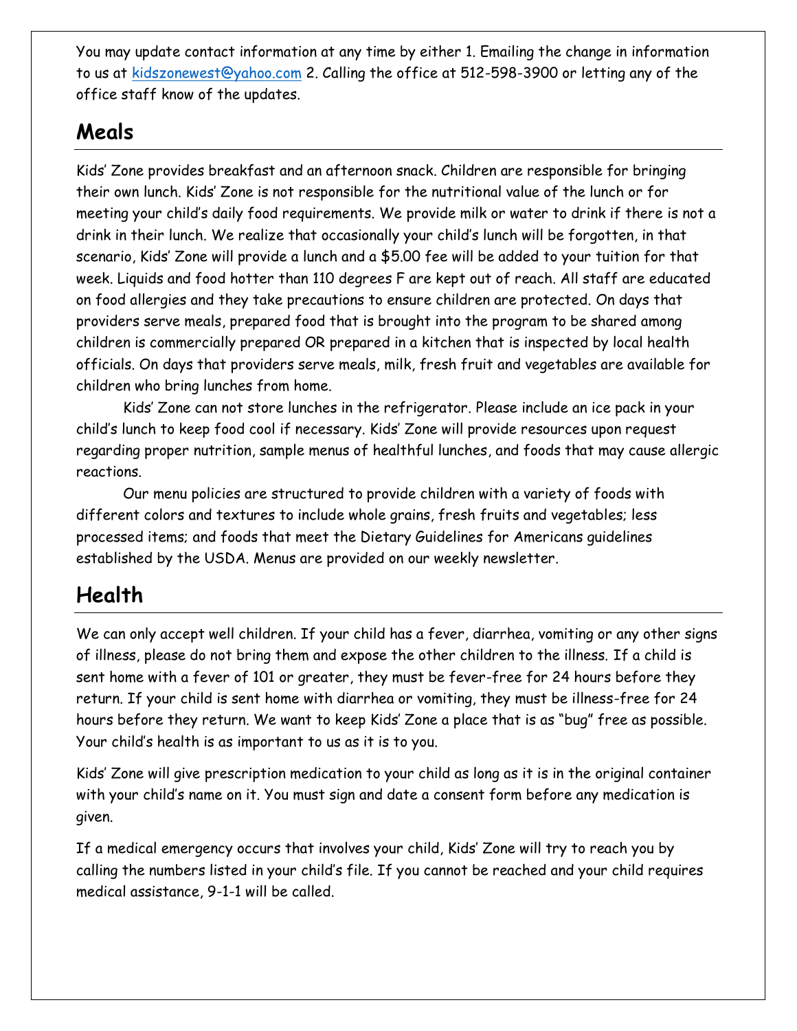You may update contact information at any time by either 1. Emailing the change in information to us at kidszonewest@yahoo.com 2. Calling the office at 512-598-3900 or letting any of the office staff know of the updates.

## Meals

Kids' Zone provides breakfast and an afternoon snack. Children are responsible for bringing their own lunch. Kids' Zone is not responsible for the nutritional value of the lunch or for meeting your child's daily food requirements. We provide milk or water to drink if there is not a drink in their lunch. We realize that occasionally your child's lunch will be forgotten, in that scenario, Kids' Zone will provide a lunch and a $5.00 fee will be added to your tuition for that week. Liquids and food hotter than 110 degrees F are kept out of reach. All staff are educated on food allergies and they take precautions to ensure children are protected. On days that providers serve meals, prepared food that is brought into the program to be shared among children is commercially prepared OR prepared in a kitchen that is inspected by local health officials. On days that providers serve meals, milk, fresh fruit and vegetables are available for children who bring lunches from home.

Kids' Zone can not store lunches in the refrigerator. Please include an ice pack in your child's lunch to keep food cool if necessary. Kids' Zone will provide resources upon request regarding proper nutrition, sample menus of healthful lunches, and foods that may cause allergic reactions.

Our menu policies are structured to provide children with a variety of foods with different colors and textures to include whole grains, fresh fruits and vegetables; less processed items; and foods that meet the Dietary Guidelines for Americans guidelines established by the USDA. Menus are provided on our weekly newsletter.

## Health

We can only accept well children. If your child has a fever, diarrhea, vomiting or any other signs of illness, please do not bring them and expose the other children to the illness. If a child is sent home with a fever of 101 or greater, they must be fever-free for 24 hours before they return. If your child is sent home with diarrhea or vomiting, they must be illness-free for 24 hours before they return. We want to keep Kids' Zone a place that is as "bug" free as possible. Your child's health is as important to us as it is to you.

Kids' Zone will give prescription medication to your child as long as it is in the original container with your child's name on it. You must sign and date a consent form before any medication is given.

If a medical emergency occurs that involves your child, Kids' Zone will try to reach you by calling the numbers listed in your child's file. If you cannot be reached and your child requires medical assistance, 9-1-1 will be called.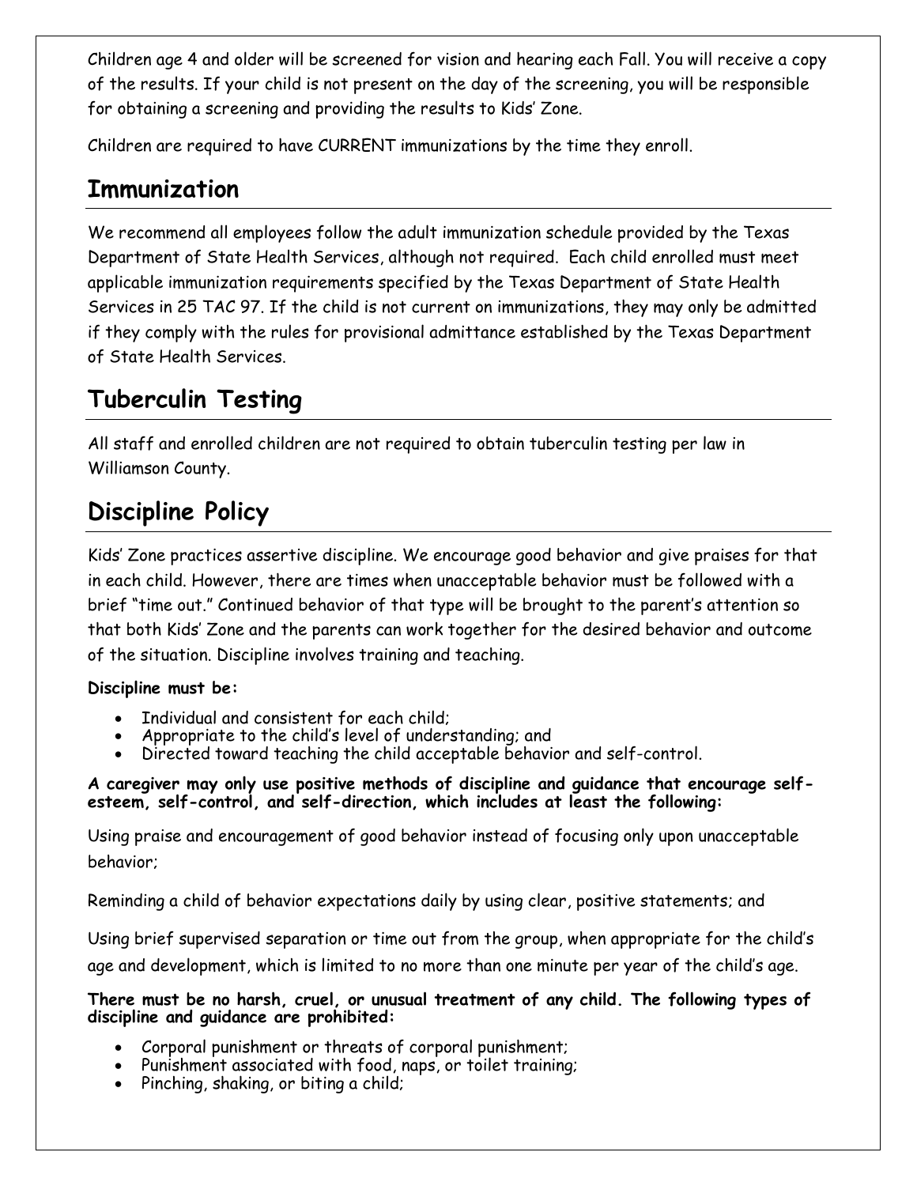Children age 4 and older will be screened for vision and hearing each Fall. You will receive a copy of the results. If your child is not present on the day of the screening, you will be responsible for obtaining a screening and providing the results to Kids' Zone.

Children are required to have CURRENT immunizations by the time they enroll.

## Immunization

We recommend all employees follow the adult immunization schedule provided by the Texas Department of State Health Services, although not required. Each child enrolled must meet applicable immunization requirements specified by the Texas Department of State Health Services in 25 TAC 97. If the child is not current on immunizations, they may only be admitted if they comply with the rules for provisional admittance established by the Texas Department of State Health Services.

## Tuberculin Testing

All staff and enrolled children are not required to obtain tuberculin testing per law in Williamson County.

## Discipline Policy

Kids' Zone practices assertive discipline. We encourage good behavior and give praises for that in each child. However, there are times when unacceptable behavior must be followed with a brief "time out." Continued behavior of that type will be brought to the parent's attention so that both Kids' Zone and the parents can work together for the desired behavior and outcome of the situation. Discipline involves training and teaching.

**Discipline must be:**

- Individual and consistent for each child;
- Appropriate to the child's level of understanding; and
- Directed toward teaching the child acceptable behavior and self-control.

**A caregiver may only use positive methods of discipline and guidance that encourage self-esteem, self-control, and self-direction, which includes at least the following:**

Using praise and encouragement of good behavior instead of focusing only upon unacceptable behavior;

Reminding a child of behavior expectations daily by using clear, positive statements; and

Using brief supervised separation or time out from the group, when appropriate for the child's age and development, which is limited to no more than one minute per year of the child's age.

**There must be no harsh, cruel, or unusual treatment of any child. The following types of discipline and guidance are prohibited:**

- Corporal punishment or threats of corporal punishment;
- Punishment associated with food, naps, or toilet training;
- Pinching, shaking, or biting a child;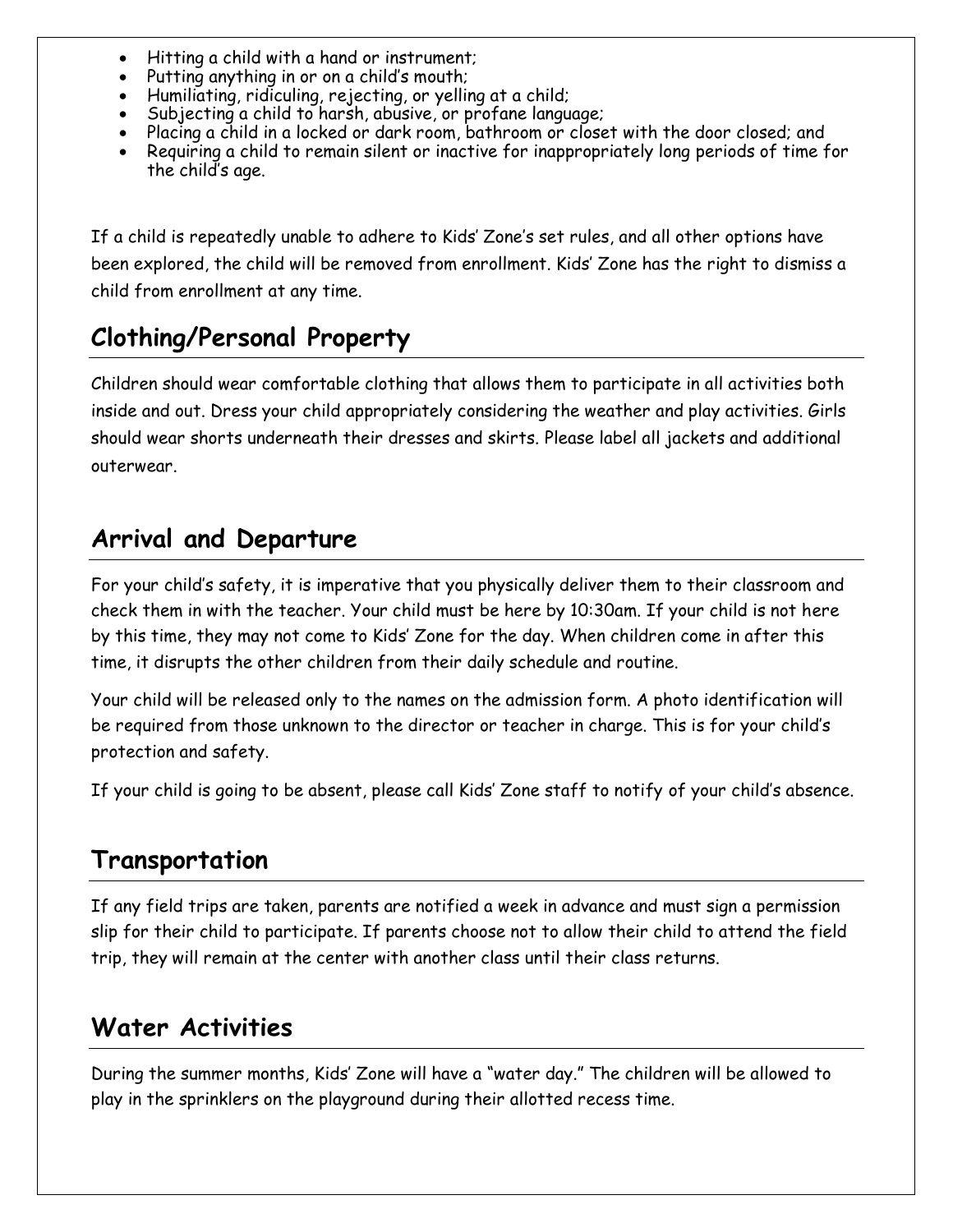- Hitting a child with a hand or instrument;
- Putting anything in or on a child's mouth;
- Humiliating, ridiculing, rejecting, or yelling at a child;
- Subjecting a child to harsh, abusive, or profane language;
- Placing a child in a locked or dark room, bathroom or closet with the door closed; and
- Requiring a child to remain silent or inactive for inappropriately long periods of time for the child's age.

If a child is repeatedly unable to adhere to Kids' Zone's set rules, and all other options have been explored, the child will be removed from enrollment. Kids' Zone has the right to dismiss a child from enrollment at any time.

## Clothing/Personal Property

Children should wear comfortable clothing that allows them to participate in all activities both inside and out. Dress your child appropriately considering the weather and play activities. Girls should wear shorts underneath their dresses and skirts. Please label all jackets and additional outerwear.

## Arrival and Departure

For your child's safety, it is imperative that you physically deliver them to their classroom and check them in with the teacher. Your child must be here by 10:30am. If your child is not here by this time, they may not come to Kids' Zone for the day. When children come in after this time, it disrupts the other children from their daily schedule and routine.

Your child will be released only to the names on the admission form. A photo identification will be required from those unknown to the director or teacher in charge. This is for your child's protection and safety.

If your child is going to be absent, please call Kids' Zone staff to notify of your child's absence.

## Transportation

If any field trips are taken, parents are notified a week in advance and must sign a permission slip for their child to participate. If parents choose not to allow their child to attend the field trip, they will remain at the center with another class until their class returns.

## Water Activities

During the summer months, Kids' Zone will have a "water day." The children will be allowed to play in the sprinklers on the playground during their allotted recess time.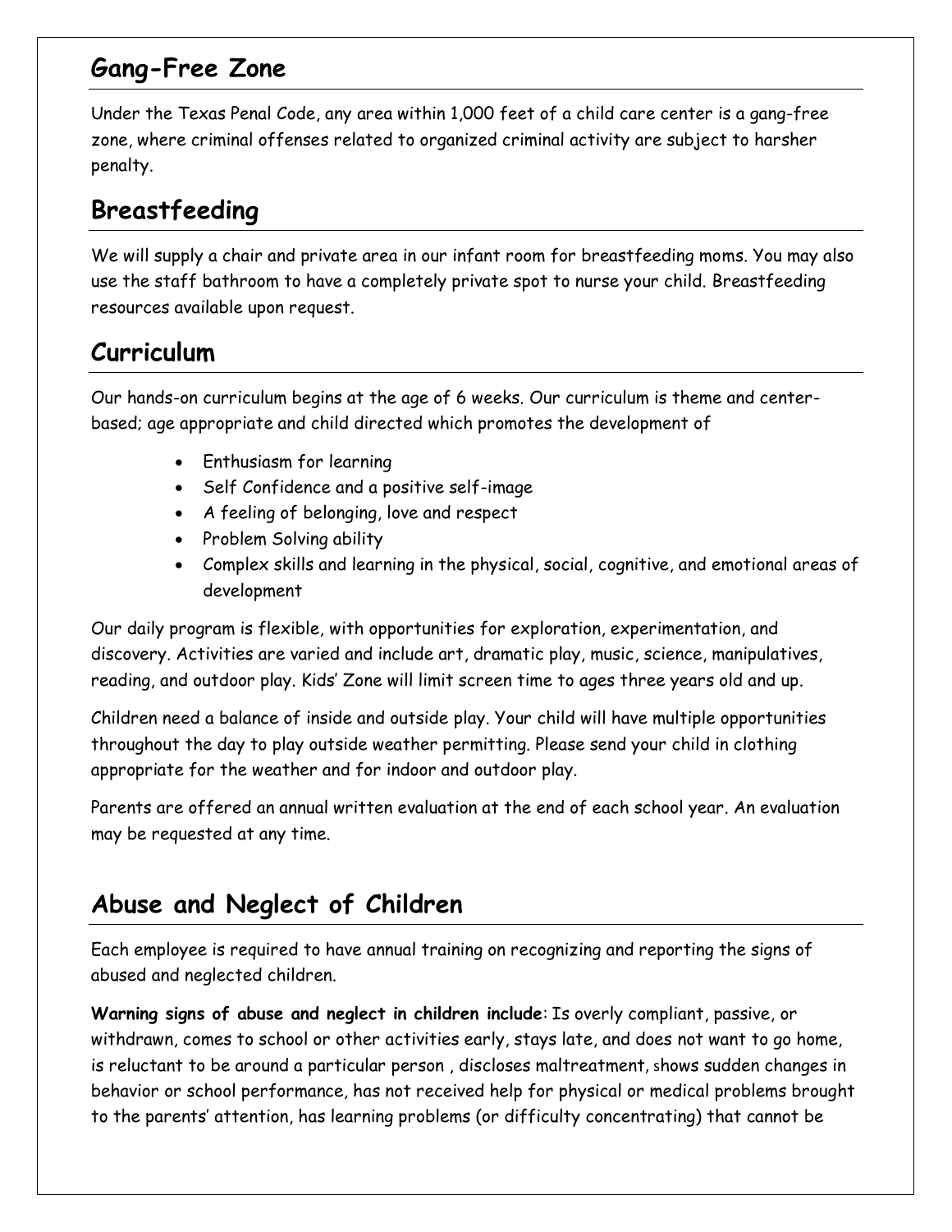## Gang-Free Zone

Under the Texas Penal Code, any area within 1,000 feet of a child care center is a gang-free zone, where criminal offenses related to organized criminal activity are subject to harsher penalty.

## Breastfeeding

We will supply a chair and private area in our infant room for breastfeeding moms. You may also use the staff bathroom to have a completely private spot to nurse your child. Breastfeeding resources available upon request.

## Curriculum

Our hands-on curriculum begins at the age of 6 weeks. Our curriculum is theme and center-based; age appropriate and child directed which promotes the development of

- Enthusiasm for learning
- Self Confidence and a positive self-image
- A feeling of belonging, love and respect
- Problem Solving ability
- Complex skills and learning in the physical, social, cognitive, and emotional areas of development

Our daily program is flexible, with opportunities for exploration, experimentation, and discovery. Activities are varied and include art, dramatic play, music, science, manipulatives, reading, and outdoor play. Kids' Zone will limit screen time to ages three years old and up.

Children need a balance of inside and outside play. Your child will have multiple opportunities throughout the day to play outside weather permitting. Please send your child in clothing appropriate for the weather and for indoor and outdoor play.

Parents are offered an annual written evaluation at the end of each school year. An evaluation may be requested at any time.

## Abuse and Neglect of Children

Each employee is required to have annual training on recognizing and reporting the signs of abused and neglected children.

**Warning signs of abuse and neglect in children include**: Is overly compliant, passive, or withdrawn, comes to school or other activities early, stays late, and does not want to go home, is reluctant to be around a particular person , discloses maltreatment, shows sudden changes in behavior or school performance, has not received help for physical or medical problems brought to the parents' attention, has learning problems (or difficulty concentrating) that cannot be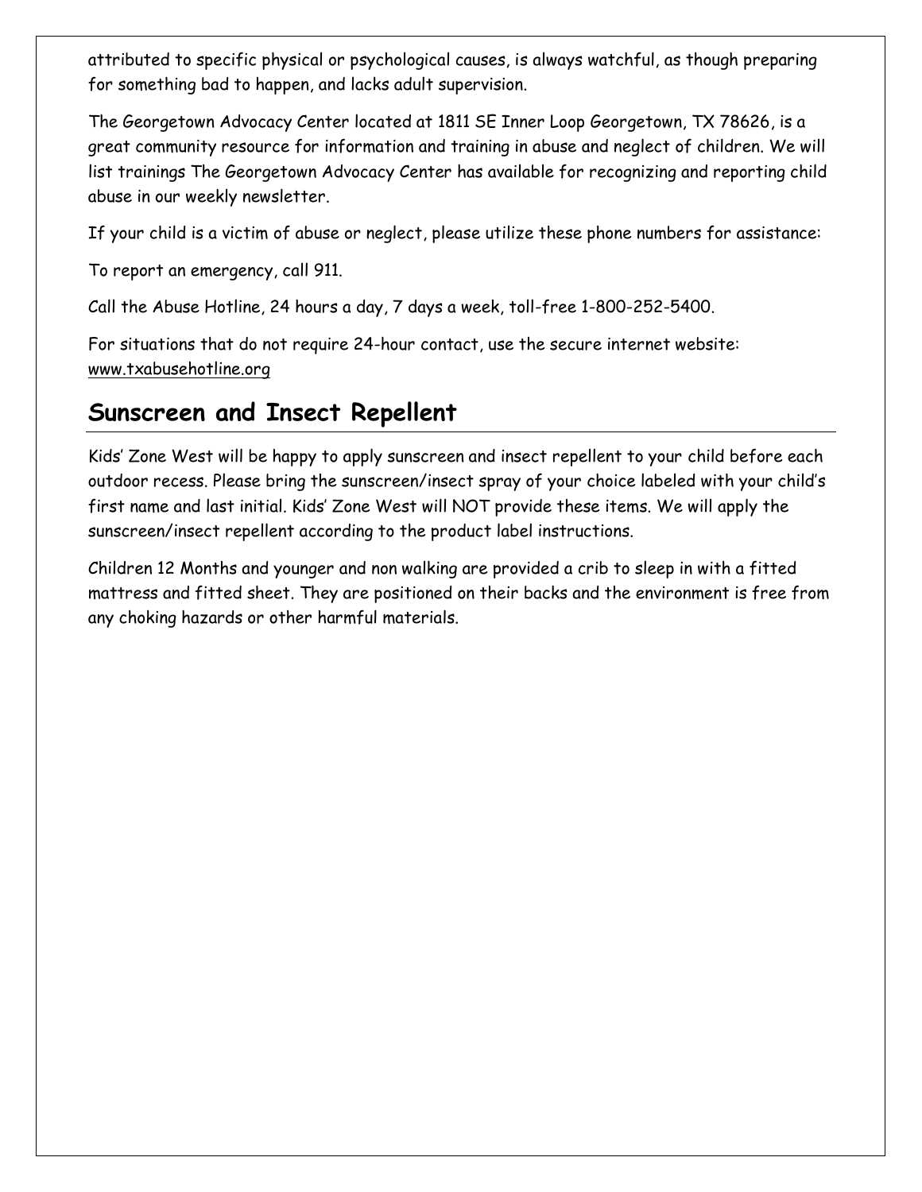attributed to specific physical or psychological causes, is always watchful, as though preparing for something bad to happen, and lacks adult supervision.

The Georgetown Advocacy Center located at 1811 SE Inner Loop Georgetown, TX 78626, is a great community resource for information and training in abuse and neglect of children. We will list trainings The Georgetown Advocacy Center has available for recognizing and reporting child abuse in our weekly newsletter.

If your child is a victim of abuse or neglect, please utilize these phone numbers for assistance:

To report an emergency, call 911.

Call the Abuse Hotline, 24 hours a day, 7 days a week, toll-free 1-800-252-5400.

For situations that do not require 24-hour contact, use the secure internet website: www.txabusehotline.org

## Sunscreen and Insect Repellent

Kids' Zone West will be happy to apply sunscreen and insect repellent to your child before each outdoor recess. Please bring the sunscreen/insect spray of your choice labeled with your child's first name and last initial. Kids' Zone West will NOT provide these items. We will apply the sunscreen/insect repellent according to the product label instructions.

Children 12 Months and younger and non walking are provided a crib to sleep in with a fitted mattress and fitted sheet. They are positioned on their backs and the environment is free from any choking hazards or other harmful materials.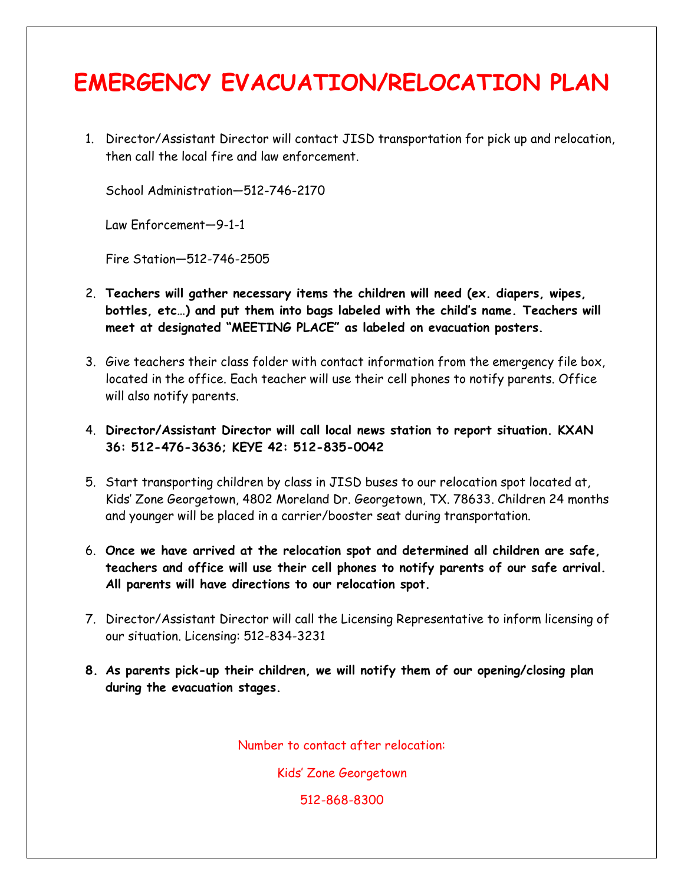# EMERGENCY EVACUATION/RELOCATION PLAN

1. Director/Assistant Director will contact JISD transportation for pick up and relocation, then call the local fire and law enforcement.

   School Administration—512-746-2170

   Law Enforcement—9-1-1

   Fire Station—512-746-2505

2. **Teachers will gather necessary items the children will need (ex. diapers, wipes, bottles, etc…) and put them into bags labeled with the child's name. Teachers will meet at designated "MEETING PLACE" as labeled on evacuation posters.**

3. Give teachers their class folder with contact information from the emergency file box, located in the office. Each teacher will use their cell phones to notify parents. Office will also notify parents.

4. **Director/Assistant Director will call local news station to report situation. KXAN 36: 512-476-3636; KEYE 42: 512-835-0042**

5. Start transporting children by class in JISD buses to our relocation spot located at, Kids' Zone Georgetown, 4802 Moreland Dr. Georgetown, TX. 78633. Children 24 months and younger will be placed in a carrier/booster seat during transportation.

6. **Once we have arrived at the relocation spot and determined all children are safe, teachers and office will use their cell phones to notify parents of our safe arrival. All parents will have directions to our relocation spot.**

7. Director/Assistant Director will call the Licensing Representative to inform licensing of our situation. Licensing: 512-834-3231

8. **As parents pick-up their children, we will notify them of our opening/closing plan during the evacuation stages.**

Number to contact after relocation:

Kids' Zone Georgetown

512-868-8300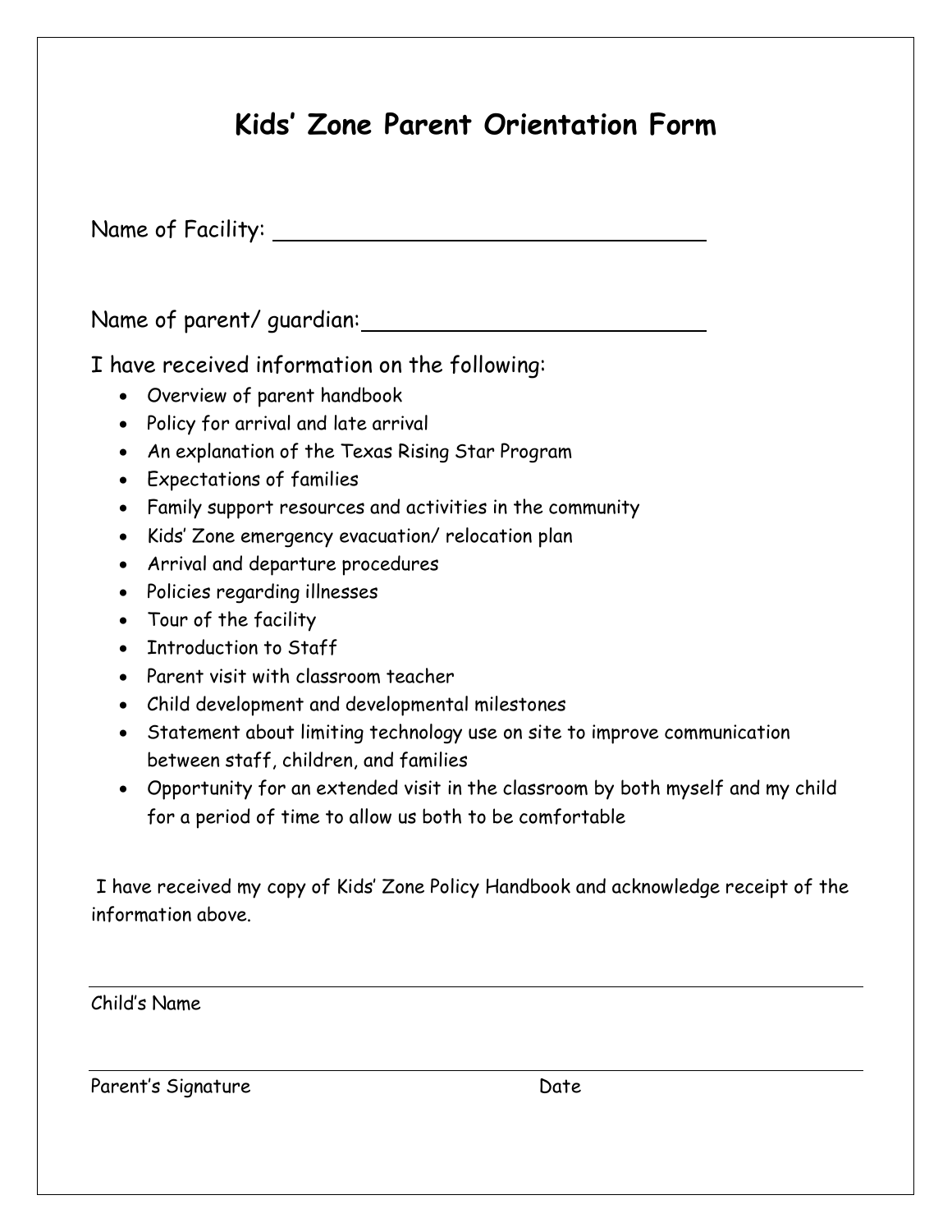# Kids' Zone Parent Orientation Form

Name of Facility: ________________________________

Name of parent/ guardian: ___________________________

I have received information on the following:

- Overview of parent handbook
- Policy for arrival and late arrival
- An explanation of the Texas Rising Star Program
- Expectations of families
- Family support resources and activities in the community
- Kids' Zone emergency evacuation/ relocation plan
- Arrival and departure procedures
- Policies regarding illnesses
- Tour of the facility
- Introduction to Staff
- Parent visit with classroom teacher
- Child development and developmental milestones
- Statement about limiting technology use on site to improve communication between staff, children, and families
- Opportunity for an extended visit in the classroom by both myself and my child for a period of time to allow us both to be comfortable

I have received my copy of Kids' Zone Policy Handbook and acknowledge receipt of the information above.

_______________________________________________

Child's Name

_______________________________________________

Parent's Signature                                        Date